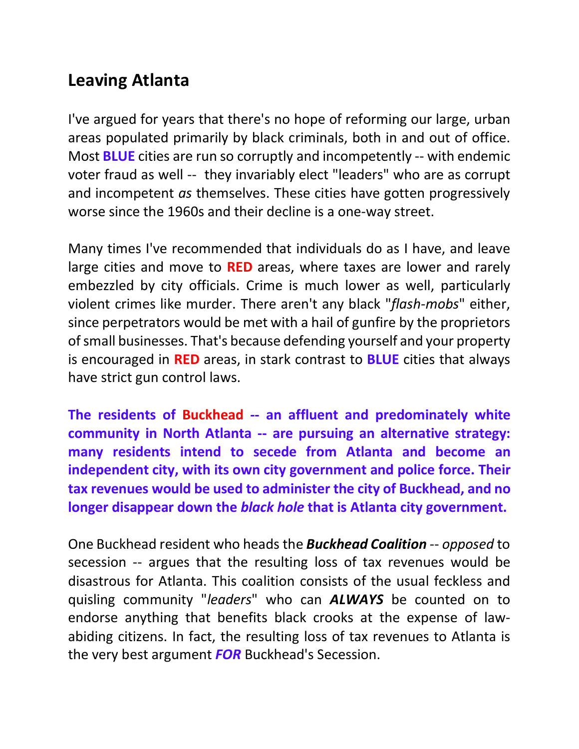## Leaving Atlanta

I've argued for years that there's no hope of reforming our large, urban areas populated primarily by black criminals, both in and out of office. Most **BLUE** cities are run so corruptly and incompetently -- with endemic voter fraud as well -- they invariably elect "leaders" who are as corrupt and incompetent *as* themselves. These cities have gotten progressively worse since the 1960s and their decline is a one-way street.

Many times I've recommended that individuals do as I have, and leave large cities and move to **RED** areas, where taxes are lower and rarely embezzled by city officials. Crime is much lower as well, particularly violent crimes like murder. There aren't any black "*flash-mobs*" either, since perpetrators would be met with a hail of gunfire by the proprietors of small businesses. That's because defending yourself and your property is encouraged in **RED** areas, in stark contrast to **BLUE** cities that always have strict gun control laws.

**The residents of Buckhead -- an affluent and predominately white community in North Atlanta -- are pursuing an alternative strategy: many residents intend to secede from Atlanta and become an independent city, with its own city government and police force. Their tax revenues would be used to administer the city of Buckhead, and no longer disappear down the *black hole* that is Atlanta city government.**

One Buckhead resident who heads the ***Buckhead Coalition*** -- *opposed* to secession -- argues that the resulting loss of tax revenues would be disastrous for Atlanta. This coalition consists of the usual feckless and quisling community "*leaders*" who can ***ALWAYS*** be counted on to endorse anything that benefits black crooks at the expense of law-abiding citizens. In fact, the resulting loss of tax revenues to Atlanta is the very best argument ***FOR*** Buckhead's Secession.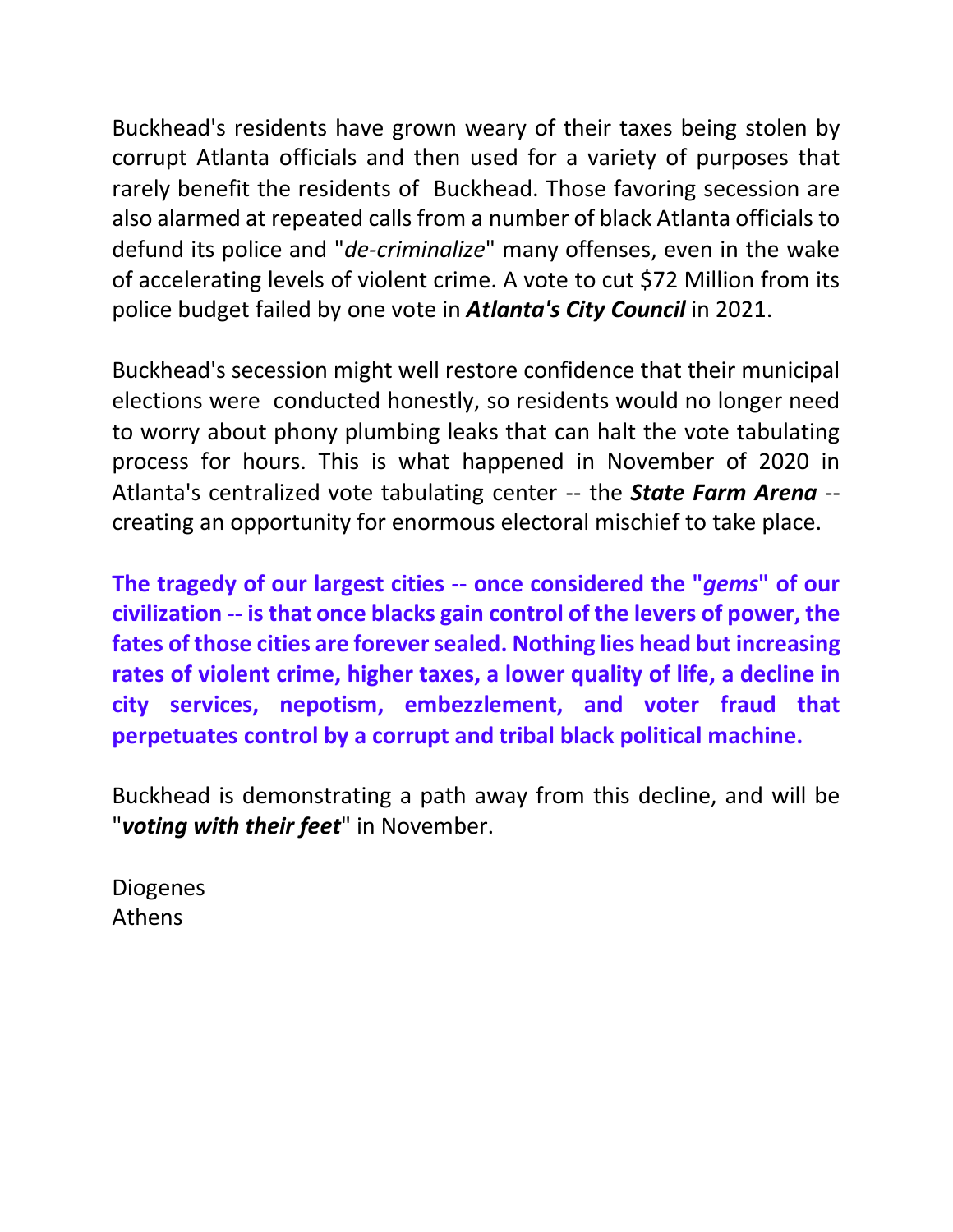Buckhead's residents have grown weary of their taxes being stolen by corrupt Atlanta officials and then used for a variety of purposes that rarely benefit the residents of Buckhead. Those favoring secession are also alarmed at repeated calls from a number of black Atlanta officials to defund its police and "*de-criminalize*" many offenses, even in the wake of accelerating levels of violent crime. A vote to cut $72 Million from its police budget failed by one vote in ***Atlanta's City Council*** in 2021.

Buckhead's secession might well restore confidence that their municipal elections were conducted honestly, so residents would no longer need to worry about phony plumbing leaks that can halt the vote tabulating process for hours. This is what happened in November of 2020 in Atlanta's centralized vote tabulating center -- the ***State Farm Arena*** -- creating an opportunity for enormous electoral mischief to take place.

**The tragedy of our largest cities -- once considered the "*gems*" of our civilization -- is that once blacks gain control of the levers of power, the fates of those cities are forever sealed. Nothing lies head but increasing rates of violent crime, higher taxes, a lower quality of life, a decline in city services, nepotism, embezzlement, and voter fraud that perpetuates control by a corrupt and tribal black political machine.**

Buckhead is demonstrating a path away from this decline, and will be "***voting with their feet***" in November.

Diogenes
Athens